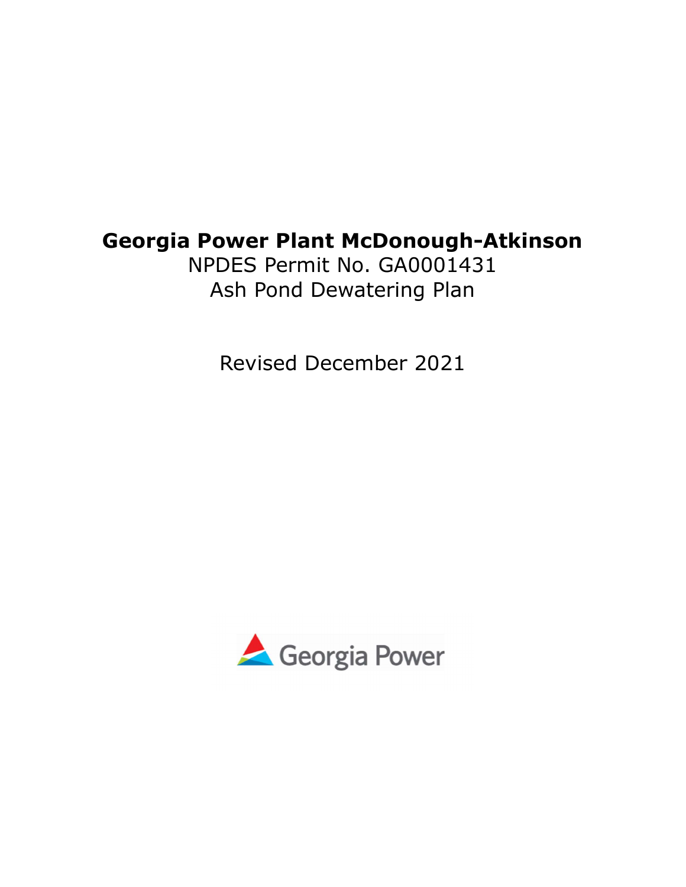# Georgia Power Plant McDonough-Atkinson

NPDES Permit No. GA0001431

Ash Pond Dewatering Plan

Revised December 2021

Georgia Power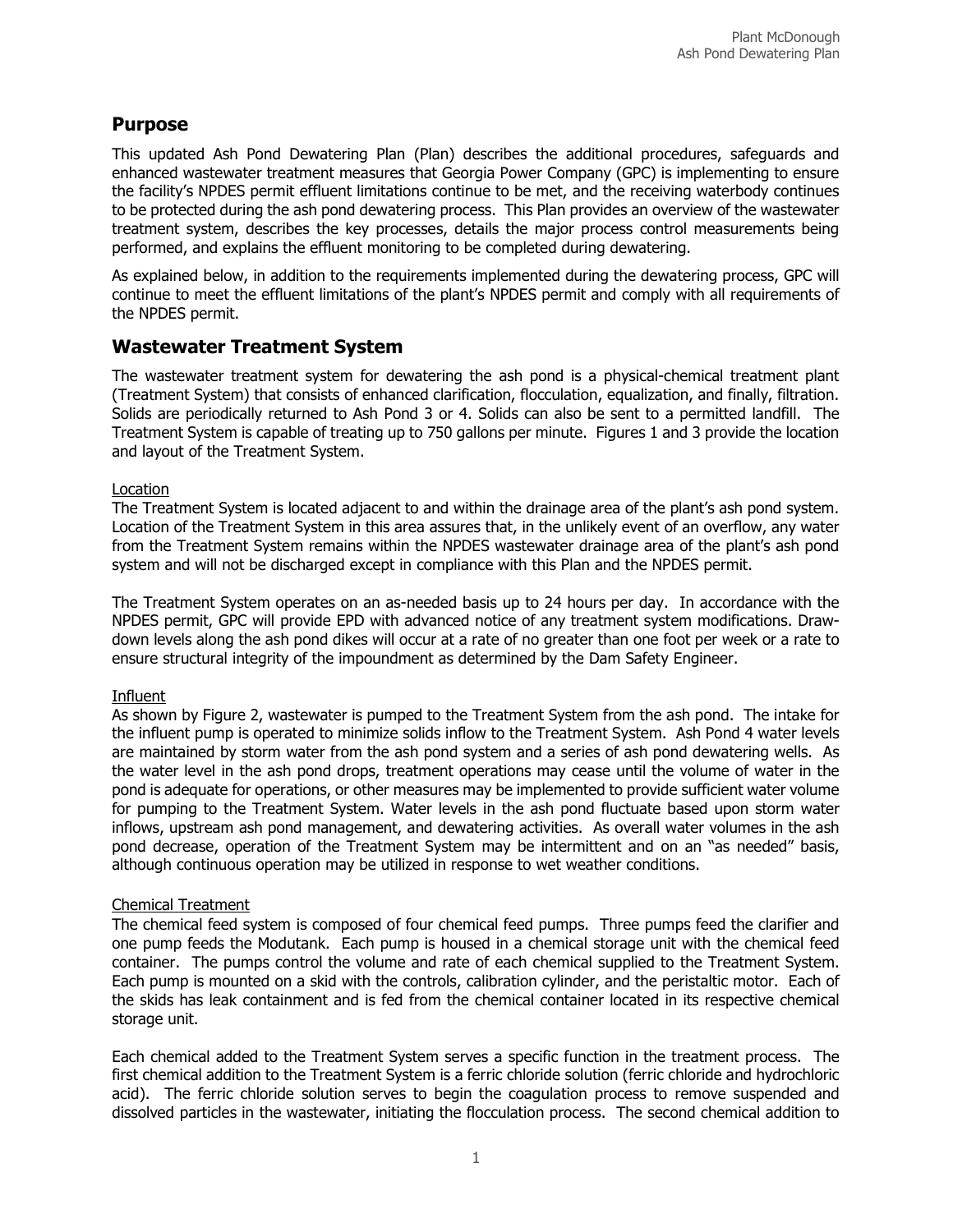## Purpose

This updated Ash Pond Dewatering Plan (Plan) describes the additional procedures, safeguards and enhanced wastewater treatment measures that Georgia Power Company (GPC) is implementing to ensure the facility's NPDES permit effluent limitations continue to be met, and the receiving waterbody continues to be protected during the ash pond dewatering process. This Plan provides an overview of the wastewater treatment system, describes the key processes, details the major process control measurements being performed, and explains the effluent monitoring to be completed during dewatering.

As explained below, in addition to the requirements implemented during the dewatering process, GPC will continue to meet the effluent limitations of the plant's NPDES permit and comply with all requirements of the NPDES permit.

## Wastewater Treatment System

The wastewater treatment system for dewatering the ash pond is a physical-chemical treatment plant (Treatment System) that consists of enhanced clarification, flocculation, equalization, and finally, filtration. Solids are periodically returned to Ash Pond 3 or 4. Solids can also be sent to a permitted landfill. The Treatment System is capable of treating up to 750 gallons per minute. Figures 1 and 3 provide the location and layout of the Treatment System.

<u>Location</u>

The Treatment System is located adjacent to and within the drainage area of the plant's ash pond system. Location of the Treatment System in this area assures that, in the unlikely event of an overflow, any water from the Treatment System remains within the NPDES wastewater drainage area of the plant's ash pond system and will not be discharged except in compliance with this Plan and the NPDES permit.

The Treatment System operates on an as-needed basis up to 24 hours per day. In accordance with the NPDES permit, GPC will provide EPD with advanced notice of any treatment system modifications. Draw-down levels along the ash pond dikes will occur at a rate of no greater than one foot per week or a rate to ensure structural integrity of the impoundment as determined by the Dam Safety Engineer.

<u>Influent</u>

As shown by Figure 2, wastewater is pumped to the Treatment System from the ash pond. The intake for the influent pump is operated to minimize solids inflow to the Treatment System. Ash Pond 4 water levels are maintained by storm water from the ash pond system and a series of ash pond dewatering wells. As the water level in the ash pond drops, treatment operations may cease until the volume of water in the pond is adequate for operations, or other measures may be implemented to provide sufficient water volume for pumping to the Treatment System. Water levels in the ash pond fluctuate based upon storm water inflows, upstream ash pond management, and dewatering activities. As overall water volumes in the ash pond decrease, operation of the Treatment System may be intermittent and on an "as needed" basis, although continuous operation may be utilized in response to wet weather conditions.

<u>Chemical Treatment</u>

The chemical feed system is composed of four chemical feed pumps. Three pumps feed the clarifier and one pump feeds the Modutank. Each pump is housed in a chemical storage unit with the chemical feed container. The pumps control the volume and rate of each chemical supplied to the Treatment System. Each pump is mounted on a skid with the controls, calibration cylinder, and the peristaltic motor. Each of the skids has leak containment and is fed from the chemical container located in its respective chemical storage unit.

Each chemical added to the Treatment System serves a specific function in the treatment process. The first chemical addition to the Treatment System is a ferric chloride solution (ferric chloride and hydrochloric acid). The ferric chloride solution serves to begin the coagulation process to remove suspended and dissolved particles in the wastewater, initiating the flocculation process. The second chemical addition to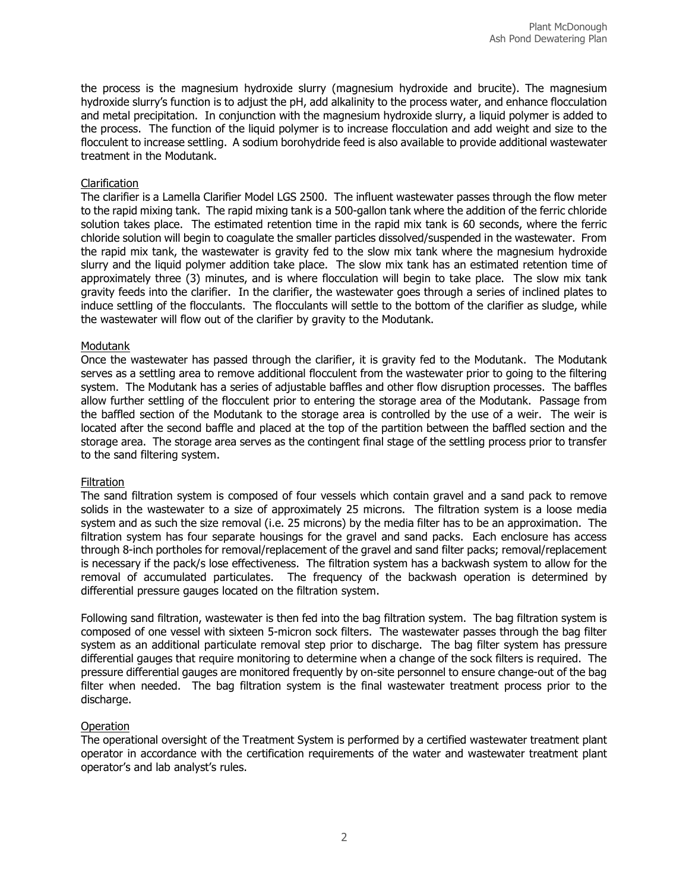the process is the magnesium hydroxide slurry (magnesium hydroxide and brucite). The magnesium hydroxide slurry's function is to adjust the pH, add alkalinity to the process water, and enhance flocculation and metal precipitation. In conjunction with the magnesium hydroxide slurry, a liquid polymer is added to the process. The function of the liquid polymer is to increase flocculation and add weight and size to the flocculent to increase settling. A sodium borohydride feed is also available to provide additional wastewater treatment in the Modutank.

<u>Clarification</u>

The clarifier is a Lamella Clarifier Model LGS 2500. The influent wastewater passes through the flow meter to the rapid mixing tank. The rapid mixing tank is a 500-gallon tank where the addition of the ferric chloride solution takes place. The estimated retention time in the rapid mix tank is 60 seconds, where the ferric chloride solution will begin to coagulate the smaller particles dissolved/suspended in the wastewater. From the rapid mix tank, the wastewater is gravity fed to the slow mix tank where the magnesium hydroxide slurry and the liquid polymer addition take place. The slow mix tank has an estimated retention time of approximately three (3) minutes, and is where flocculation will begin to take place. The slow mix tank gravity feeds into the clarifier. In the clarifier, the wastewater goes through a series of inclined plates to induce settling of the flocculants. The flocculants will settle to the bottom of the clarifier as sludge, while the wastewater will flow out of the clarifier by gravity to the Modutank.

<u>Modutank</u>

Once the wastewater has passed through the clarifier, it is gravity fed to the Modutank. The Modutank serves as a settling area to remove additional flocculent from the wastewater prior to going to the filtering system. The Modutank has a series of adjustable baffles and other flow disruption processes. The baffles allow further settling of the flocculent prior to entering the storage area of the Modutank. Passage from the baffled section of the Modutank to the storage area is controlled by the use of a weir. The weir is located after the second baffle and placed at the top of the partition between the baffled section and the storage area. The storage area serves as the contingent final stage of the settling process prior to transfer to the sand filtering system.

<u>Filtration</u>

The sand filtration system is composed of four vessels which contain gravel and a sand pack to remove solids in the wastewater to a size of approximately 25 microns. The filtration system is a loose media system and as such the size removal (i.e. 25 microns) by the media filter has to be an approximation. The filtration system has four separate housings for the gravel and sand packs. Each enclosure has access through 8-inch portholes for removal/replacement of the gravel and sand filter packs; removal/replacement is necessary if the pack/s lose effectiveness. The filtration system has a backwash system to allow for the removal of accumulated particulates. The frequency of the backwash operation is determined by differential pressure gauges located on the filtration system.

Following sand filtration, wastewater is then fed into the bag filtration system. The bag filtration system is composed of one vessel with sixteen 5-micron sock filters. The wastewater passes through the bag filter system as an additional particulate removal step prior to discharge. The bag filter system has pressure differential gauges that require monitoring to determine when a change of the sock filters is required. The pressure differential gauges are monitored frequently by on-site personnel to ensure change-out of the bag filter when needed. The bag filtration system is the final wastewater treatment process prior to the discharge.

<u>Operation</u>

The operational oversight of the Treatment System is performed by a certified wastewater treatment plant operator in accordance with the certification requirements of the water and wastewater treatment plant operator's and lab analyst's rules.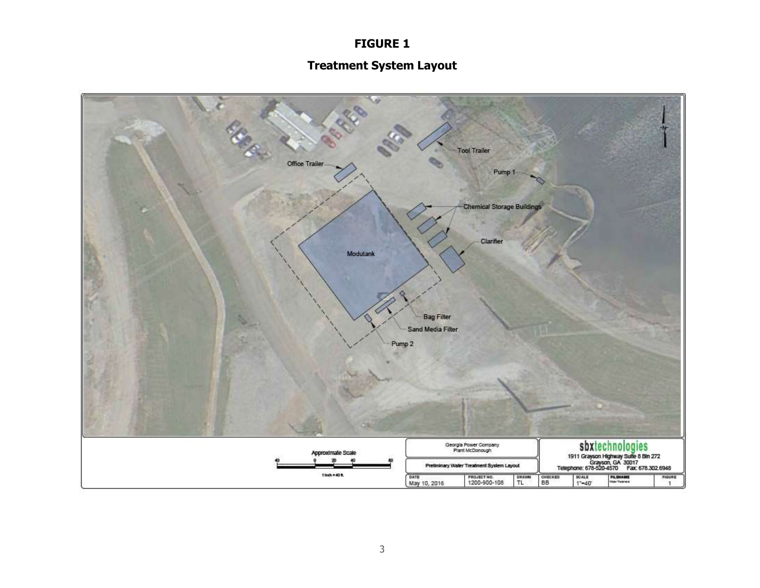# FIGURE 1

## Treatment System Layout

Tool Trailer

Office Trailer

Pump 1

Chemical Storage Buildings

Clarifier

Modutank

Bag Filter

Sand Media Filter

Pump 2

Approximate Scale

40 0 20 40 80

1 inch = 40 ft.

Georgia Power Company
Plant McDonough

Preliminary Water Treatment System Layout

sbxtechnologies
1911 Grayson Highway Suite 8 Bin 272
Grayson, GA 30017
Telephone: 678-520-4570 Fax 678.302.6948

| DATE | PROJECT NO. | DRAWN | CHECKED | SCALE | FILENAME | FIGURE |
|---|---|---|---|---|---|---|
| May 10, 2016 | 1200-900-108 | TL | BB | 1"=40' | Water Treatment | 1 |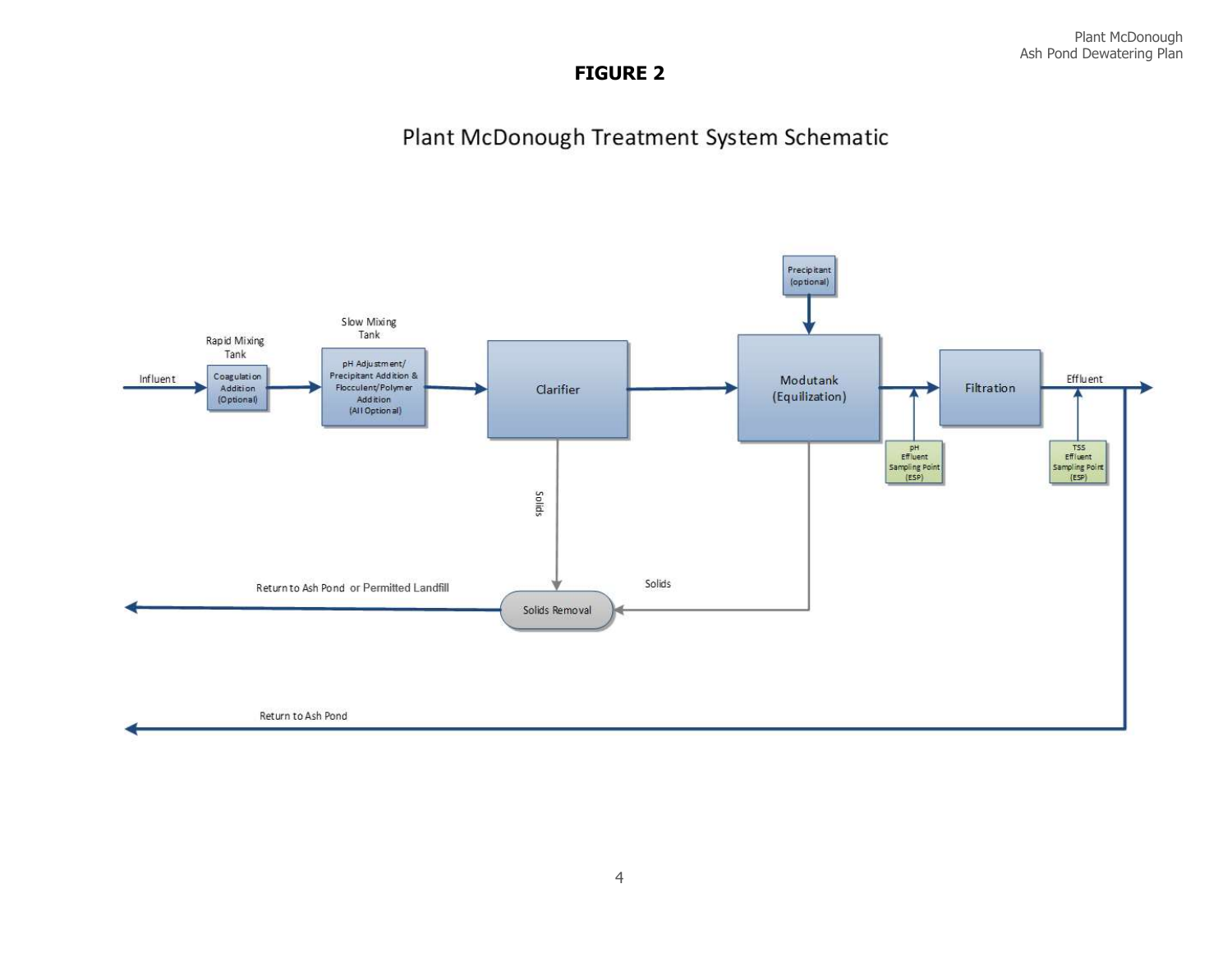**FIGURE 2**

## Plant McDonough Treatment System Schematic

Influent → Rapid Mixing Tank (Coagulation Addition (Optional)) → Slow Mixing Tank (pH Adjustment/ Precipitant Addition & Flocculent/Polymer Addition (All Optional)) → Clarifier → Modutank (Equilization) → Filtration → Effluent

Precipitant (optional) → Modutank (Equilization)

pH Effluent Sampling Point (ESP) — between Modutank and Filtration

TSS Effluent Sampling Point (ESP) — after Filtration

Clarifier → Solids → Solids Removal

Modutank → Solids → Solids Removal

Solids Removal → Return to Ash Pond or Permitted Landfill

Effluent → Return to Ash Pond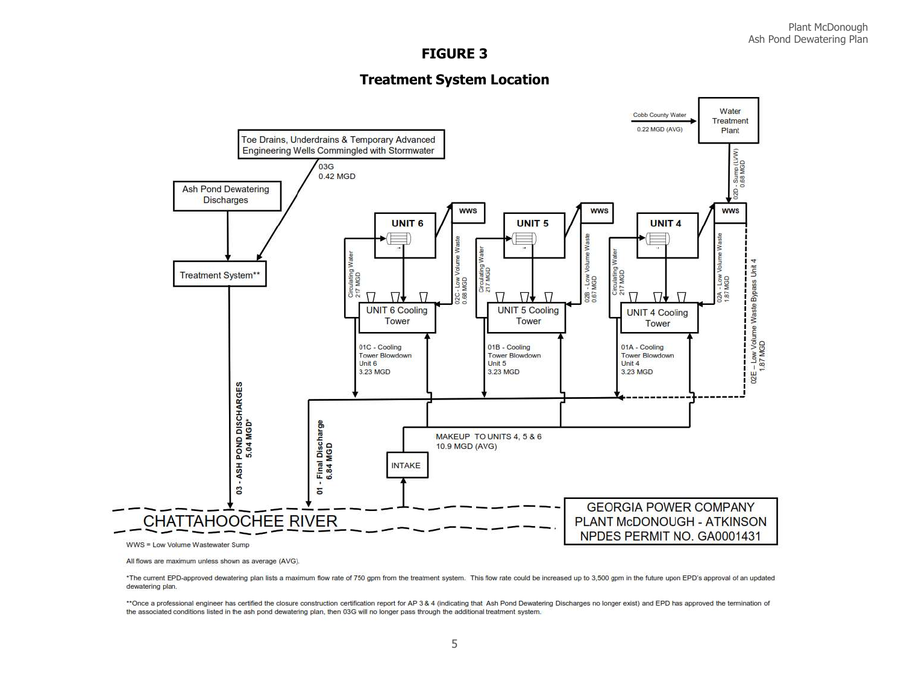# FIGURE 3

## Treatment System Location

Cobb County Water 0.22 MGD (AVG) → Water Treatment Plant

02D - Sump (LVW) 0.68 MGD

Toe Drains, Underdrains & Temporary Advanced Engineering Wells Commingled with Stormwater

03G 0.42 MGD

Ash Pond Dewatering Discharges

Treatment System**

UNIT 6 — WWS — Circulating Water 217 MGD — 02C - Low Volume Waste 0.68 MGD — UNIT 6 Cooling Tower — 01C - Cooling Tower Blowdown Unit 6 3.23 MGD

UNIT 5 — WWS — Circulating Water 217 MGD — 02B - Low Volume Waste 0.67 MGD — UNIT 5 Cooling Tower — 01B - Cooling Tower Blowdown Unit 5 3.23 MGD

UNIT 4 — WWS — Circulating Water 217 MGD — 02A - Low Volume Waste 1.87 MGD — UNIT 4 Cooling Tower — 01A - Cooling Tower Blowdown Unit 4 3.23 MGD

02E – Low Volume Waste Bypass Unit 4 1.87 MGD

MAKEUP TO UNITS 4, 5 & 6 10.9 MGD (AVG)

INTAKE

03 - ASH POND DISCHARGES 5.04 MGD*

01 - Final Discharge 6.84 MGD

CHATTAHOOCHEE RIVER

GEORGIA POWER COMPANY
PLANT McDONOUGH - ATKINSON
NPDES PERMIT NO. GA0001431

WWS = Low Volume Wastewater Sump

All flows are maximum unless shown as average (AVG).

*The current EPD-approved dewatering plan lists a maximum flow rate of 750 gpm from the treatment system. This flow rate could be increased up to 3,500 gpm in the future upon EPD's approval of an updated dewatering plan.

**Once a professional engineer has certified the closure construction certification report for AP 3 & 4 (indicating that Ash Pond Dewatering Discharges no longer exist) and EPD has approved the termination of the associated conditions listed in the ash pond dewatering plan, then 03G will no longer pass through the additional treatment system.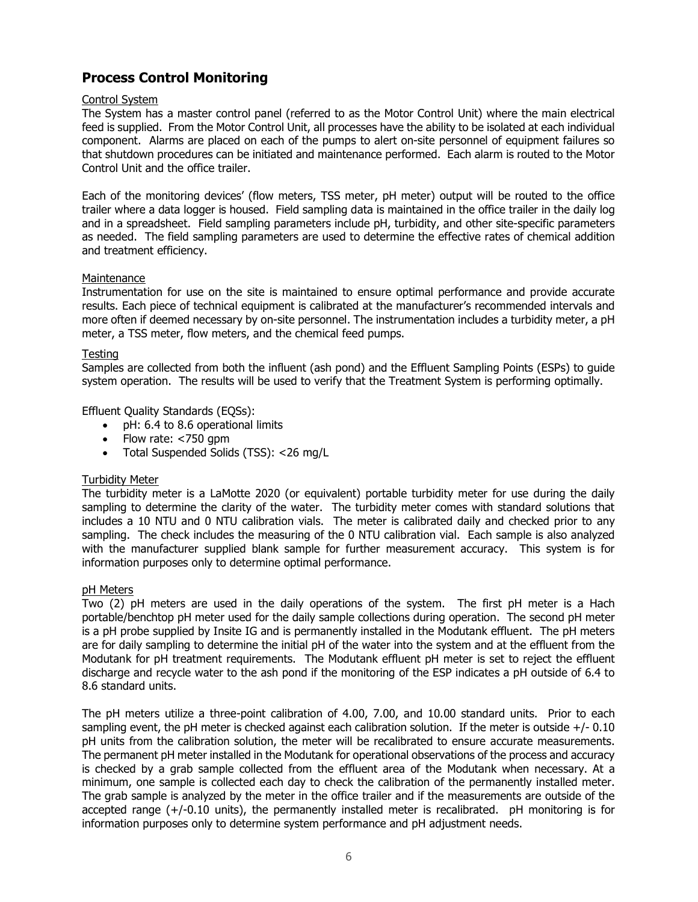## Process Control Monitoring

Control System

The System has a master control panel (referred to as the Motor Control Unit) where the main electrical feed is supplied. From the Motor Control Unit, all processes have the ability to be isolated at each individual component. Alarms are placed on each of the pumps to alert on-site personnel of equipment failures so that shutdown procedures can be initiated and maintenance performed. Each alarm is routed to the Motor Control Unit and the office trailer.

Each of the monitoring devices' (flow meters, TSS meter, pH meter) output will be routed to the office trailer where a data logger is housed. Field sampling data is maintained in the office trailer in the daily log and in a spreadsheet. Field sampling parameters include pH, turbidity, and other site-specific parameters as needed. The field sampling parameters are used to determine the effective rates of chemical addition and treatment efficiency.

Maintenance

Instrumentation for use on the site is maintained to ensure optimal performance and provide accurate results. Each piece of technical equipment is calibrated at the manufacturer's recommended intervals and more often if deemed necessary by on-site personnel. The instrumentation includes a turbidity meter, a pH meter, a TSS meter, flow meters, and the chemical feed pumps.

Testing

Samples are collected from both the influent (ash pond) and the Effluent Sampling Points (ESPs) to guide system operation. The results will be used to verify that the Treatment System is performing optimally.

Effluent Quality Standards (EQSs):

- pH: 6.4 to 8.6 operational limits
- Flow rate: <750 gpm
- Total Suspended Solids (TSS): <26 mg/L

Turbidity Meter

The turbidity meter is a LaMotte 2020 (or equivalent) portable turbidity meter for use during the daily sampling to determine the clarity of the water. The turbidity meter comes with standard solutions that includes a 10 NTU and 0 NTU calibration vials. The meter is calibrated daily and checked prior to any sampling. The check includes the measuring of the 0 NTU calibration vial. Each sample is also analyzed with the manufacturer supplied blank sample for further measurement accuracy. This system is for information purposes only to determine optimal performance.

pH Meters

Two (2) pH meters are used in the daily operations of the system. The first pH meter is a Hach portable/benchtop pH meter used for the daily sample collections during operation. The second pH meter is a pH probe supplied by Insite IG and is permanently installed in the Modutank effluent. The pH meters are for daily sampling to determine the initial pH of the water into the system and at the effluent from the Modutank for pH treatment requirements. The Modutank effluent pH meter is set to reject the effluent discharge and recycle water to the ash pond if the monitoring of the ESP indicates a pH outside of 6.4 to 8.6 standard units.

The pH meters utilize a three-point calibration of 4.00, 7.00, and 10.00 standard units. Prior to each sampling event, the pH meter is checked against each calibration solution. If the meter is outside +/- 0.10 pH units from the calibration solution, the meter will be recalibrated to ensure accurate measurements. The permanent pH meter installed in the Modutank for operational observations of the process and accuracy is checked by a grab sample collected from the effluent area of the Modutank when necessary. At a minimum, one sample is collected each day to check the calibration of the permanently installed meter. The grab sample is analyzed by the meter in the office trailer and if the measurements are outside of the accepted range (+/-0.10 units), the permanently installed meter is recalibrated. pH monitoring is for information purposes only to determine system performance and pH adjustment needs.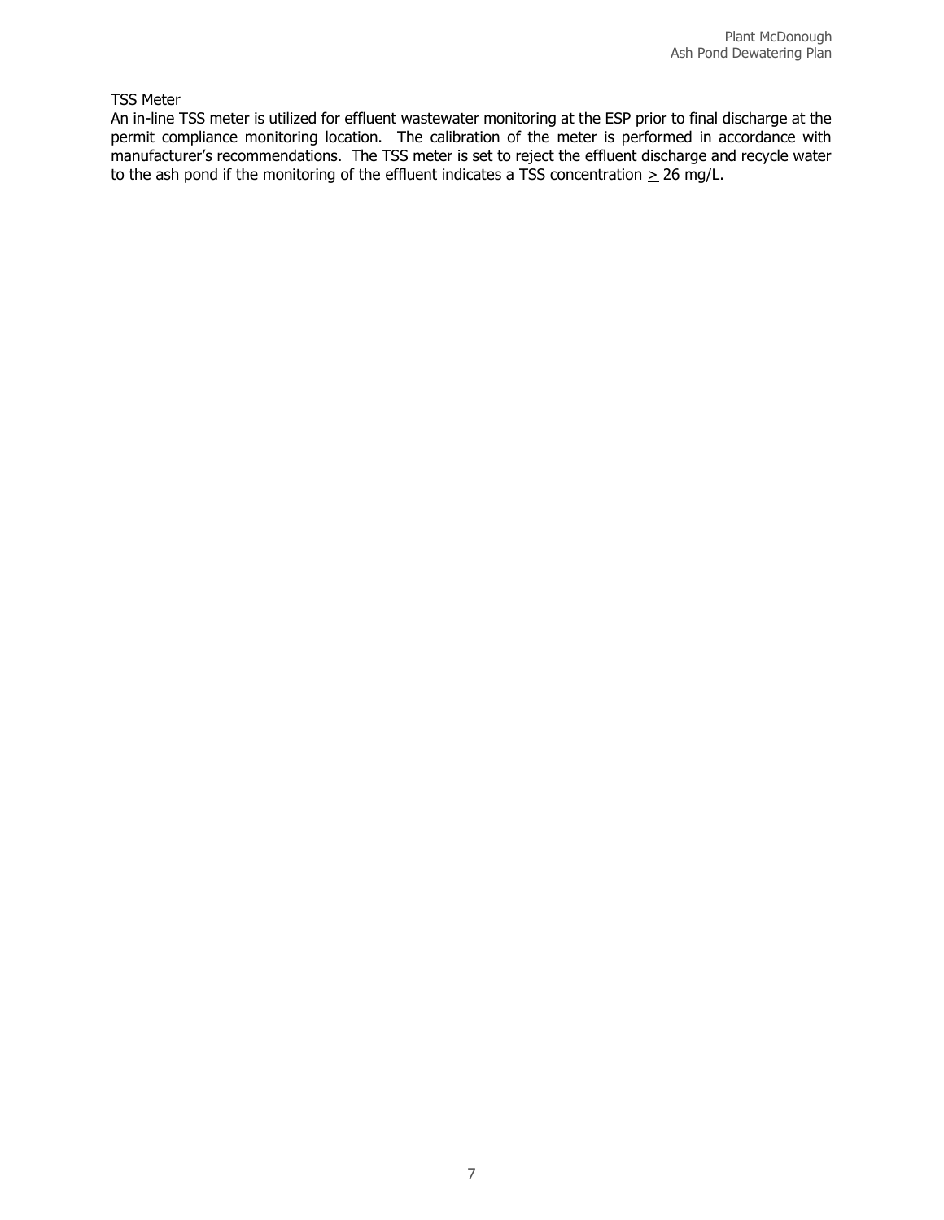TSS Meter

An in-line TSS meter is utilized for effluent wastewater monitoring at the ESP prior to final discharge at the permit compliance monitoring location. The calibration of the meter is performed in accordance with manufacturer's recommendations. The TSS meter is set to reject the effluent discharge and recycle water to the ash pond if the monitoring of the effluent indicates a TSS concentration $\geq$ 26 mg/L.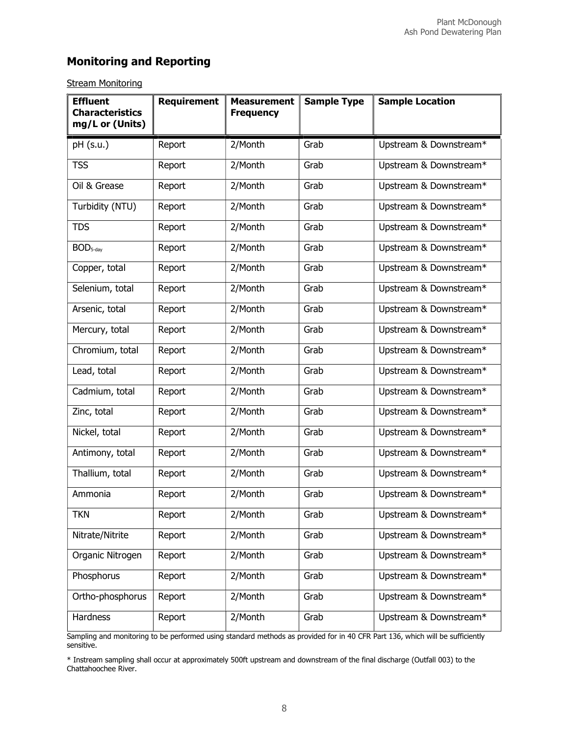## Monitoring and Reporting

Stream Monitoring

| Effluent Characteristics mg/L or (Units) | Requirement | Measurement Frequency | Sample Type | Sample Location |
|---|---|---|---|---|
| pH (s.u.) | Report | 2/Month | Grab | Upstream & Downstream* |
| TSS | Report | 2/Month | Grab | Upstream & Downstream* |
| Oil & Grease | Report | 2/Month | Grab | Upstream & Downstream* |
| Turbidity (NTU) | Report | 2/Month | Grab | Upstream & Downstream* |
| TDS | Report | 2/Month | Grab | Upstream & Downstream* |
| $BOD_{5\text{-day}}$ | Report | 2/Month | Grab | Upstream & Downstream* |
| Copper, total | Report | 2/Month | Grab | Upstream & Downstream* |
| Selenium, total | Report | 2/Month | Grab | Upstream & Downstream* |
| Arsenic, total | Report | 2/Month | Grab | Upstream & Downstream* |
| Mercury, total | Report | 2/Month | Grab | Upstream & Downstream* |
| Chromium, total | Report | 2/Month | Grab | Upstream & Downstream* |
| Lead, total | Report | 2/Month | Grab | Upstream & Downstream* |
| Cadmium, total | Report | 2/Month | Grab | Upstream & Downstream* |
| Zinc, total | Report | 2/Month | Grab | Upstream & Downstream* |
| Nickel, total | Report | 2/Month | Grab | Upstream & Downstream* |
| Antimony, total | Report | 2/Month | Grab | Upstream & Downstream* |
| Thallium, total | Report | 2/Month | Grab | Upstream & Downstream* |
| Ammonia | Report | 2/Month | Grab | Upstream & Downstream* |
| TKN | Report | 2/Month | Grab | Upstream & Downstream* |
| Nitrate/Nitrite | Report | 2/Month | Grab | Upstream & Downstream* |
| Organic Nitrogen | Report | 2/Month | Grab | Upstream & Downstream* |
| Phosphorus | Report | 2/Month | Grab | Upstream & Downstream* |
| Ortho-phosphorus | Report | 2/Month | Grab | Upstream & Downstream* |
| Hardness | Report | 2/Month | Grab | Upstream & Downstream* |

Sampling and monitoring to be performed using standard methods as provided for in 40 CFR Part 136, which will be sufficiently sensitive.

* Instream sampling shall occur at approximately 500ft upstream and downstream of the final discharge (Outfall 003) to the Chattahoochee River.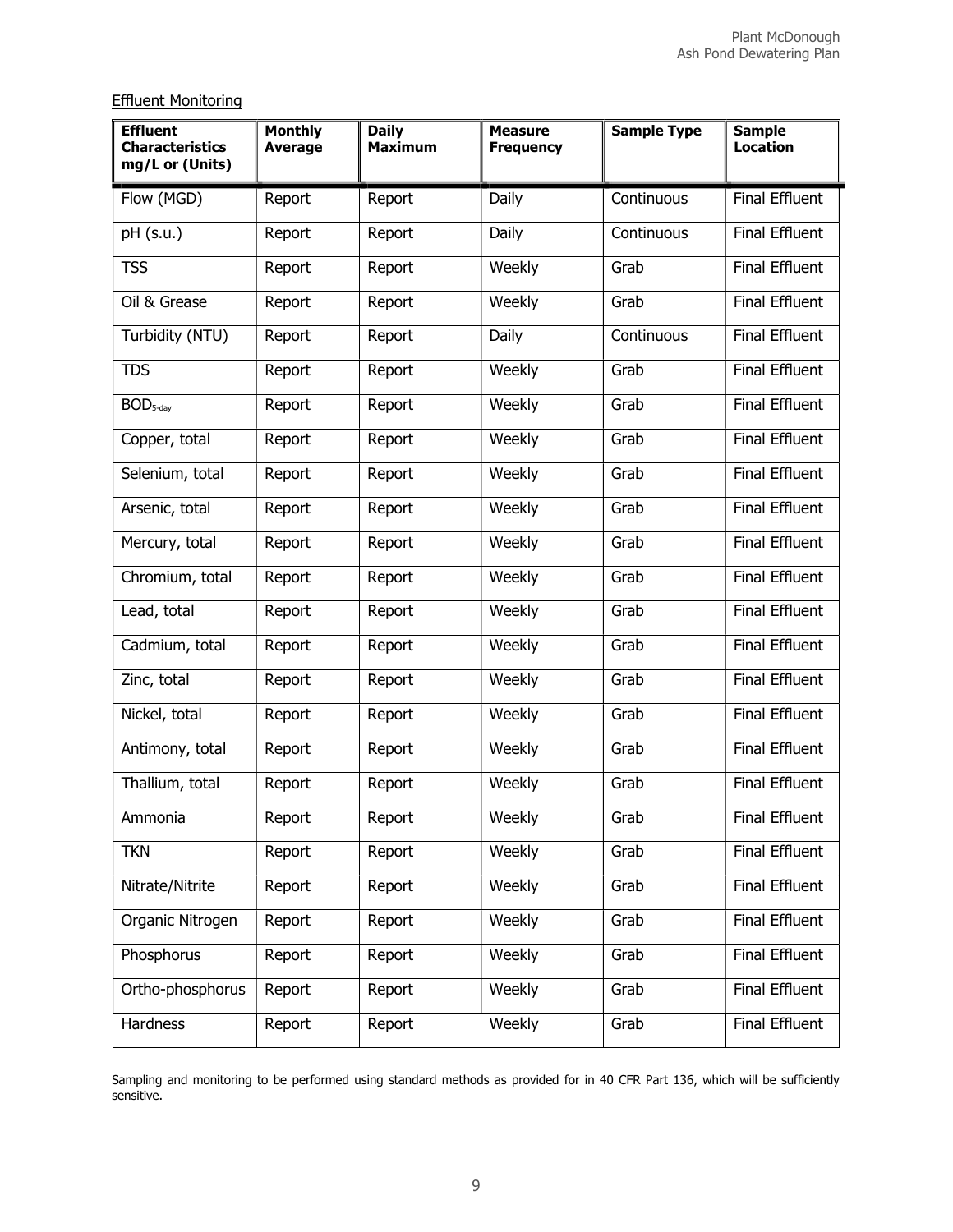Effluent Monitoring

| Effluent Characteristics mg/L or (Units) | Monthly Average | Daily Maximum | Measure Frequency | Sample Type | Sample Location |
|---|---|---|---|---|---|
| Flow (MGD) | Report | Report | Daily | Continuous | Final Effluent |
| pH (s.u.) | Report | Report | Daily | Continuous | Final Effluent |
| TSS | Report | Report | Weekly | Grab | Final Effluent |
| Oil & Grease | Report | Report | Weekly | Grab | Final Effluent |
| Turbidity (NTU) | Report | Report | Daily | Continuous | Final Effluent |
| TDS | Report | Report | Weekly | Grab | Final Effluent |
| $BOD_{5\text{-day}}$ | Report | Report | Weekly | Grab | Final Effluent |
| Copper, total | Report | Report | Weekly | Grab | Final Effluent |
| Selenium, total | Report | Report | Weekly | Grab | Final Effluent |
| Arsenic, total | Report | Report | Weekly | Grab | Final Effluent |
| Mercury, total | Report | Report | Weekly | Grab | Final Effluent |
| Chromium, total | Report | Report | Weekly | Grab | Final Effluent |
| Lead, total | Report | Report | Weekly | Grab | Final Effluent |
| Cadmium, total | Report | Report | Weekly | Grab | Final Effluent |
| Zinc, total | Report | Report | Weekly | Grab | Final Effluent |
| Nickel, total | Report | Report | Weekly | Grab | Final Effluent |
| Antimony, total | Report | Report | Weekly | Grab | Final Effluent |
| Thallium, total | Report | Report | Weekly | Grab | Final Effluent |
| Ammonia | Report | Report | Weekly | Grab | Final Effluent |
| TKN | Report | Report | Weekly | Grab | Final Effluent |
| Nitrate/Nitrite | Report | Report | Weekly | Grab | Final Effluent |
| Organic Nitrogen | Report | Report | Weekly | Grab | Final Effluent |
| Phosphorus | Report | Report | Weekly | Grab | Final Effluent |
| Ortho-phosphorus | Report | Report | Weekly | Grab | Final Effluent |
| Hardness | Report | Report | Weekly | Grab | Final Effluent |

Sampling and monitoring to be performed using standard methods as provided for in 40 CFR Part 136, which will be sufficiently sensitive.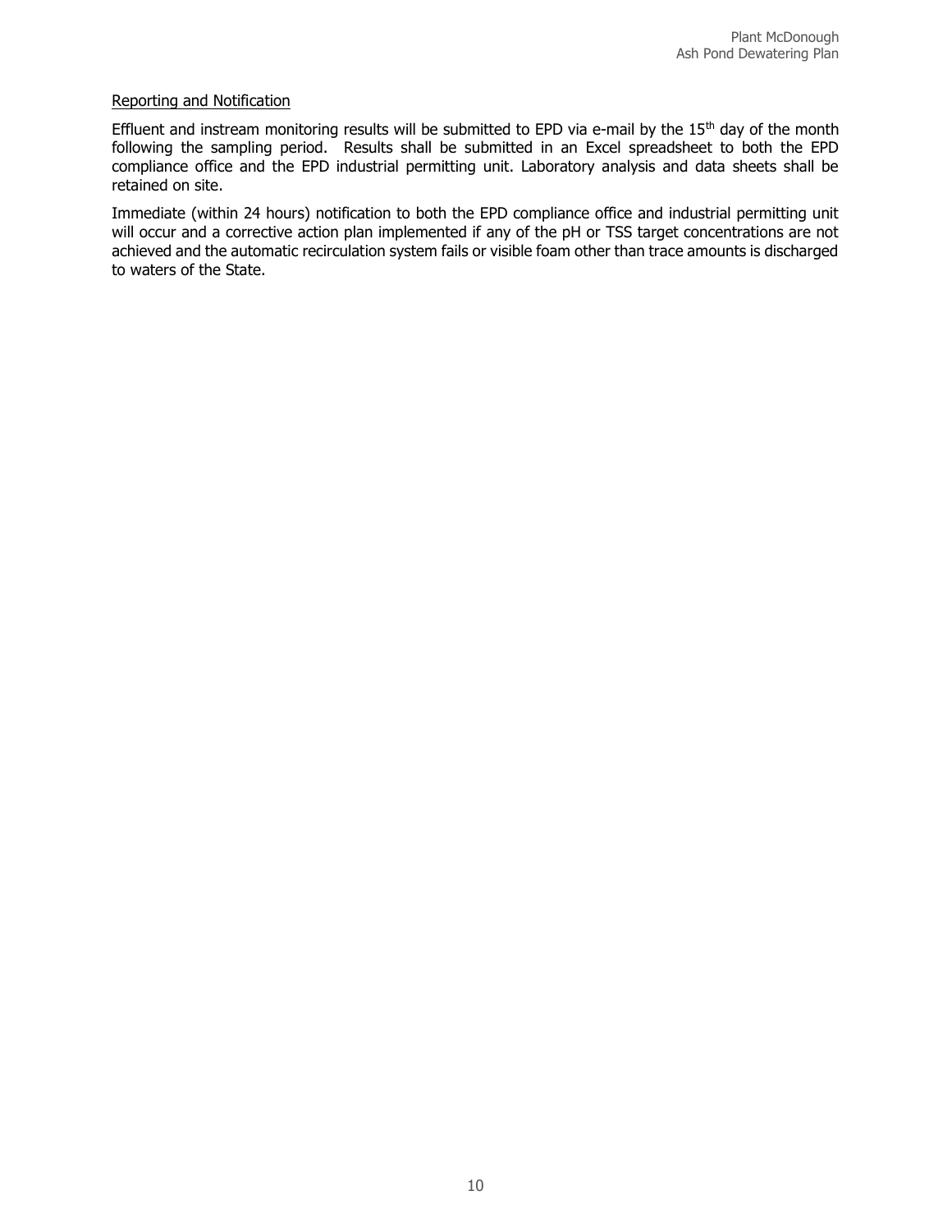Reporting and Notification

Effluent and instream monitoring results will be submitted to EPD via e-mail by the $15^{th}$ day of the month following the sampling period. Results shall be submitted in an Excel spreadsheet to both the EPD compliance office and the EPD industrial permitting unit. Laboratory analysis and data sheets shall be retained on site.

Immediate (within 24 hours) notification to both the EPD compliance office and industrial permitting unit will occur and a corrective action plan implemented if any of the pH or TSS target concentrations are not achieved and the automatic recirculation system fails or visible foam other than trace amounts is discharged to waters of the State.